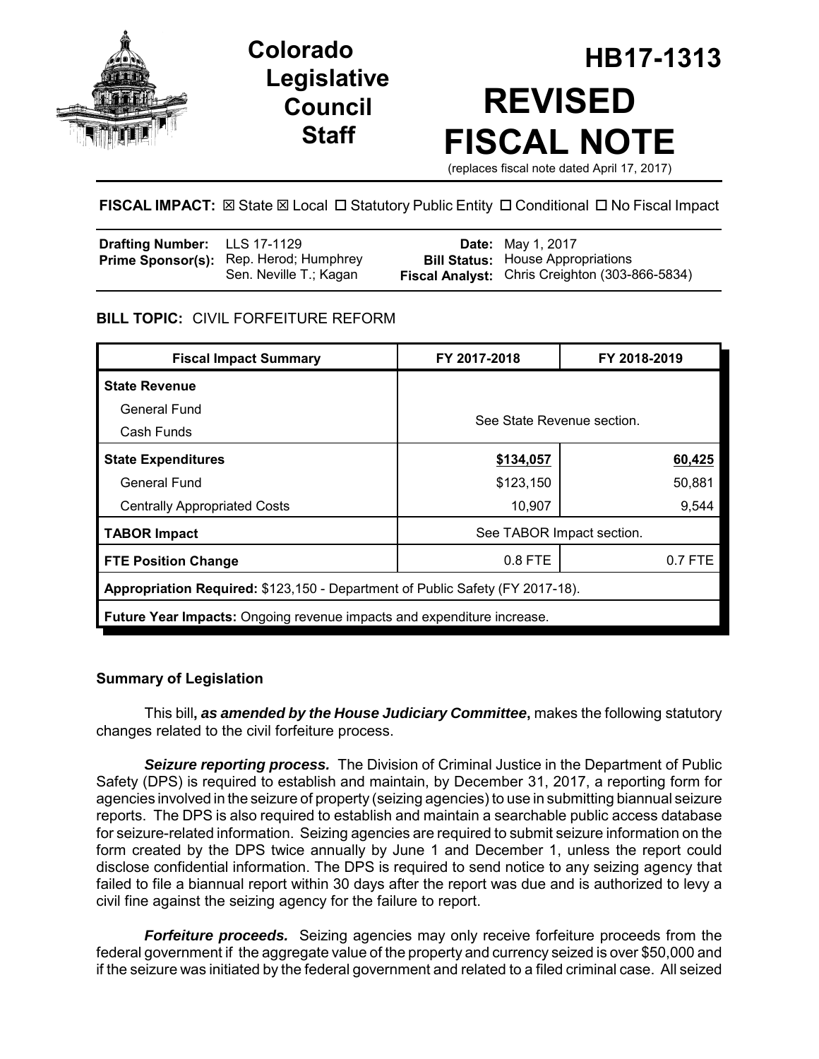# Colorado Legislative Council Staff

# HB17-1313

# REVISED FISCAL NOTE

(replaces fiscal note dated April 17, 2017)

**FISCAL IMPACT:** ☒ State ☒ Local ☐ Statutory Public Entity ☐ Conditional ☐ No Fiscal Impact

| | | | |
|---|---|---|---|
| **Drafting Number:** | LLS 17-1129 | **Date:** | May 1, 2017 |
| **Prime Sponsor(s):** | Rep. Herod; Humphrey<br>Sen. Neville T.; Kagan | **Bill Status:** | House Appropriations |
| | | **Fiscal Analyst:** | Chris Creighton (303-866-5834) |

**BILL TOPIC:** CIVIL FORFEITURE REFORM

| Fiscal Impact Summary | FY 2017-2018 | FY 2018-2019 |
|---|---|---|
| **State Revenue** | See State Revenue section. | |
| General Fund | | |
| Cash Funds | | |
| **State Expenditures** | **$134,057** | **60,425** |
| General Fund | $123,150 | 50,881 |
| Centrally Appropriated Costs | 10,907 | 9,544 |
| **TABOR Impact** | See TABOR Impact section. | |
| **FTE Position Change** | 0.8 FTE | 0.7 FTE |
| **Appropriation Required:** $123,150 - Department of Public Safety (FY 2017-18). | | |
| **Future Year Impacts:** Ongoing revenue impacts and expenditure increase. | | |

## Summary of Legislation

This bill**, *as amended by the House Judiciary Committee***, makes the following statutory changes related to the civil forfeiture process.

***Seizure reporting process.*** The Division of Criminal Justice in the Department of Public Safety (DPS) is required to establish and maintain, by December 31, 2017, a reporting form for agencies involved in the seizure of property (seizing agencies) to use in submitting biannual seizure reports. The DPS is also required to establish and maintain a searchable public access database for seizure-related information. Seizing agencies are required to submit seizure information on the form created by the DPS twice annually by June 1 and December 1, unless the report could disclose confidential information. The DPS is required to send notice to any seizing agency that failed to file a biannual report within 30 days after the report was due and is authorized to levy a civil fine against the seizing agency for the failure to report.

***Forfeiture proceeds.*** Seizing agencies may only receive forfeiture proceeds from the federal government if the aggregate value of the property and currency seized is over $50,000 and if the seizure was initiated by the federal government and related to a filed criminal case. All seized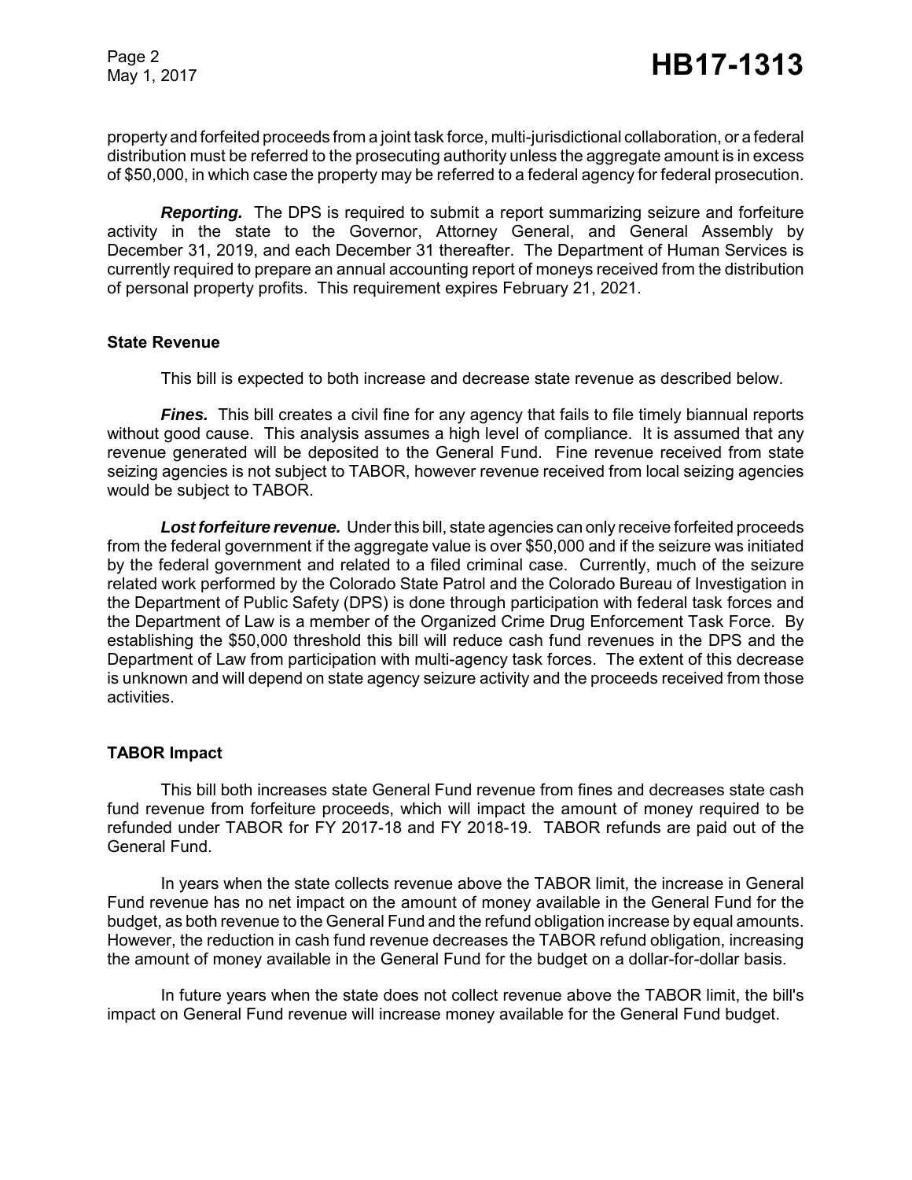property and forfeited proceeds from a joint task force, multi-jurisdictional collaboration, or a federal distribution must be referred to the prosecuting authority unless the aggregate amount is in excess of $50,000, in which case the property may be referred to a federal agency for federal prosecution.

***Reporting.*** The DPS is required to submit a report summarizing seizure and forfeiture activity in the state to the Governor, Attorney General, and General Assembly by December 31, 2019, and each December 31 thereafter. The Department of Human Services is currently required to prepare an annual accounting report of moneys received from the distribution of personal property profits. This requirement expires February 21, 2021.

### State Revenue

This bill is expected to both increase and decrease state revenue as described below.

***Fines.*** This bill creates a civil fine for any agency that fails to file timely biannual reports without good cause. This analysis assumes a high level of compliance. It is assumed that any revenue generated will be deposited to the General Fund. Fine revenue received from state seizing agencies is not subject to TABOR, however revenue received from local seizing agencies would be subject to TABOR.

***Lost forfeiture revenue.*** Under this bill, state agencies can only receive forfeited proceeds from the federal government if the aggregate value is over $50,000 and if the seizure was initiated by the federal government and related to a filed criminal case. Currently, much of the seizure related work performed by the Colorado State Patrol and the Colorado Bureau of Investigation in the Department of Public Safety (DPS) is done through participation with federal task forces and the Department of Law is a member of the Organized Crime Drug Enforcement Task Force. By establishing the $50,000 threshold this bill will reduce cash fund revenues in the DPS and the Department of Law from participation with multi-agency task forces. The extent of this decrease is unknown and will depend on state agency seizure activity and the proceeds received from those activities.

### TABOR Impact

This bill both increases state General Fund revenue from fines and decreases state cash fund revenue from forfeiture proceeds, which will impact the amount of money required to be refunded under TABOR for FY 2017-18 and FY 2018-19. TABOR refunds are paid out of the General Fund.

In years when the state collects revenue above the TABOR limit, the increase in General Fund revenue has no net impact on the amount of money available in the General Fund for the budget, as both revenue to the General Fund and the refund obligation increase by equal amounts. However, the reduction in cash fund revenue decreases the TABOR refund obligation, increasing the amount of money available in the General Fund for the budget on a dollar-for-dollar basis.

In future years when the state does not collect revenue above the TABOR limit, the bill's impact on General Fund revenue will increase money available for the General Fund budget.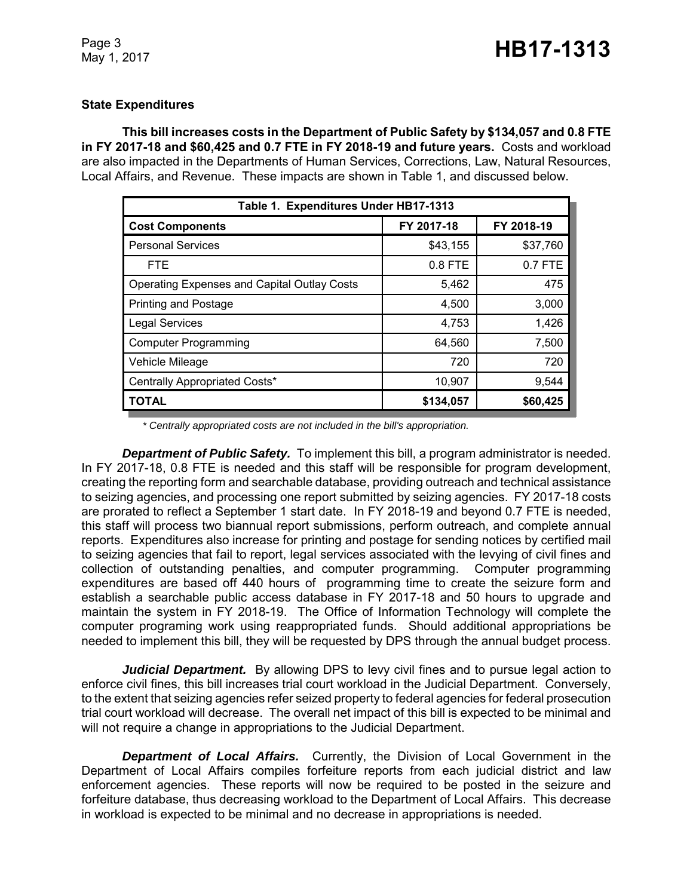### State Expenditures

**This bill increases costs in the Department of Public Safety by $134,057 and 0.8 FTE in FY 2017-18 and $60,425 and 0.7 FTE in FY 2018-19 and future years.** Costs and workload are also impacted in the Departments of Human Services, Corrections, Law, Natural Resources, Local Affairs, and Revenue. These impacts are shown in Table 1, and discussed below.

| Table 1. Expenditures Under HB17-1313 | | |
|---|---|---|
| **Cost Components** | **FY 2017-18** | **FY 2018-19** |
| Personal Services | $43,155 | $37,760 |
| FTE | 0.8 FTE | 0.7 FTE |
| Operating Expenses and Capital Outlay Costs | 5,462 | 475 |
| Printing and Postage | 4,500 | 3,000 |
| Legal Services | 4,753 | 1,426 |
| Computer Programming | 64,560 | 7,500 |
| Vehicle Mileage | 720 | 720 |
| Centrally Appropriated Costs* | 10,907 | 9,544 |
| **TOTAL** | **$134,057** | **$60,425** |

*\* Centrally appropriated costs are not included in the bill's appropriation.*

***Department of Public Safety.*** To implement this bill, a program administrator is needed. In FY 2017-18, 0.8 FTE is needed and this staff will be responsible for program development, creating the reporting form and searchable database, providing outreach and technical assistance to seizing agencies, and processing one report submitted by seizing agencies. FY 2017-18 costs are prorated to reflect a September 1 start date. In FY 2018-19 and beyond 0.7 FTE is needed, this staff will process two biannual report submissions, perform outreach, and complete annual reports. Expenditures also increase for printing and postage for sending notices by certified mail to seizing agencies that fail to report, legal services associated with the levying of civil fines and collection of outstanding penalties, and computer programming. Computer programming expenditures are based off 440 hours of programming time to create the seizure form and establish a searchable public access database in FY 2017-18 and 50 hours to upgrade and maintain the system in FY 2018-19. The Office of Information Technology will complete the computer programing work using reappropriated funds. Should additional appropriations be needed to implement this bill, they will be requested by DPS through the annual budget process.

***Judicial Department.*** By allowing DPS to levy civil fines and to pursue legal action to enforce civil fines, this bill increases trial court workload in the Judicial Department. Conversely, to the extent that seizing agencies refer seized property to federal agencies for federal prosecution trial court workload will decrease. The overall net impact of this bill is expected to be minimal and will not require a change in appropriations to the Judicial Department.

***Department of Local Affairs.*** Currently, the Division of Local Government in the Department of Local Affairs compiles forfeiture reports from each judicial district and law enforcement agencies. These reports will now be required to be posted in the seizure and forfeiture database, thus decreasing workload to the Department of Local Affairs. This decrease in workload is expected to be minimal and no decrease in appropriations is needed.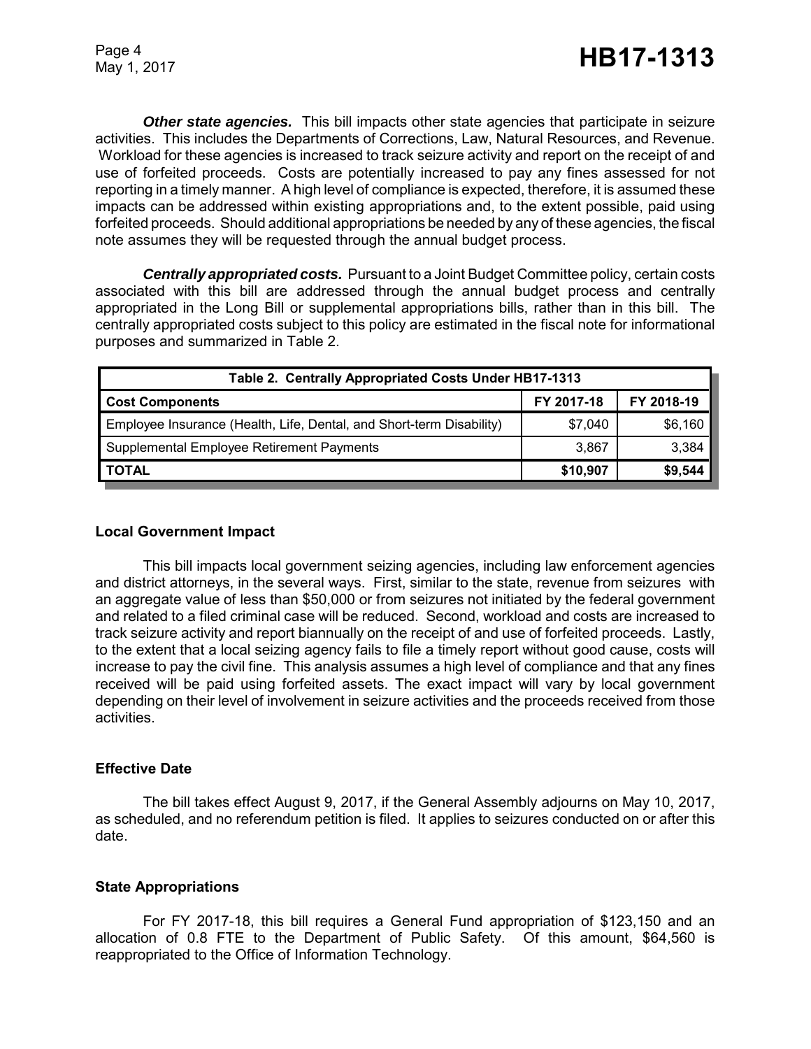***Other state agencies.*** This bill impacts other state agencies that participate in seizure activities. This includes the Departments of Corrections, Law, Natural Resources, and Revenue. Workload for these agencies is increased to track seizure activity and report on the receipt of and use of forfeited proceeds. Costs are potentially increased to pay any fines assessed for not reporting in a timely manner. A high level of compliance is expected, therefore, it is assumed these impacts can be addressed within existing appropriations and, to the extent possible, paid using forfeited proceeds. Should additional appropriations be needed by any of these agencies, the fiscal note assumes they will be requested through the annual budget process.

***Centrally appropriated costs.*** Pursuant to a Joint Budget Committee policy, certain costs associated with this bill are addressed through the annual budget process and centrally appropriated in the Long Bill or supplemental appropriations bills, rather than in this bill. The centrally appropriated costs subject to this policy are estimated in the fiscal note for informational purposes and summarized in Table 2.

| Table 2. Centrally Appropriated Costs Under HB17-1313 | | |
|---|---|---|
| **Cost Components** | **FY 2017-18** | **FY 2018-19** |
| Employee Insurance (Health, Life, Dental, and Short-term Disability) | $7,040 | $6,160 |
| Supplemental Employee Retirement Payments | 3,867 | 3,384 |
| **TOTAL** | **$10,907** | **$9,544** |

### Local Government Impact

This bill impacts local government seizing agencies, including law enforcement agencies and district attorneys, in the several ways. First, similar to the state, revenue from seizures with an aggregate value of less than $50,000 or from seizures not initiated by the federal government and related to a filed criminal case will be reduced. Second, workload and costs are increased to track seizure activity and report biannually on the receipt of and use of forfeited proceeds. Lastly, to the extent that a local seizing agency fails to file a timely report without good cause, costs will increase to pay the civil fine. This analysis assumes a high level of compliance and that any fines received will be paid using forfeited assets. The exact impact will vary by local government depending on their level of involvement in seizure activities and the proceeds received from those activities.

### Effective Date

The bill takes effect August 9, 2017, if the General Assembly adjourns on May 10, 2017, as scheduled, and no referendum petition is filed. It applies to seizures conducted on or after this date.

### State Appropriations

For FY 2017-18, this bill requires a General Fund appropriation of $123,150 and an allocation of 0.8 FTE to the Department of Public Safety. Of this amount, $64,560 is reappropriated to the Office of Information Technology.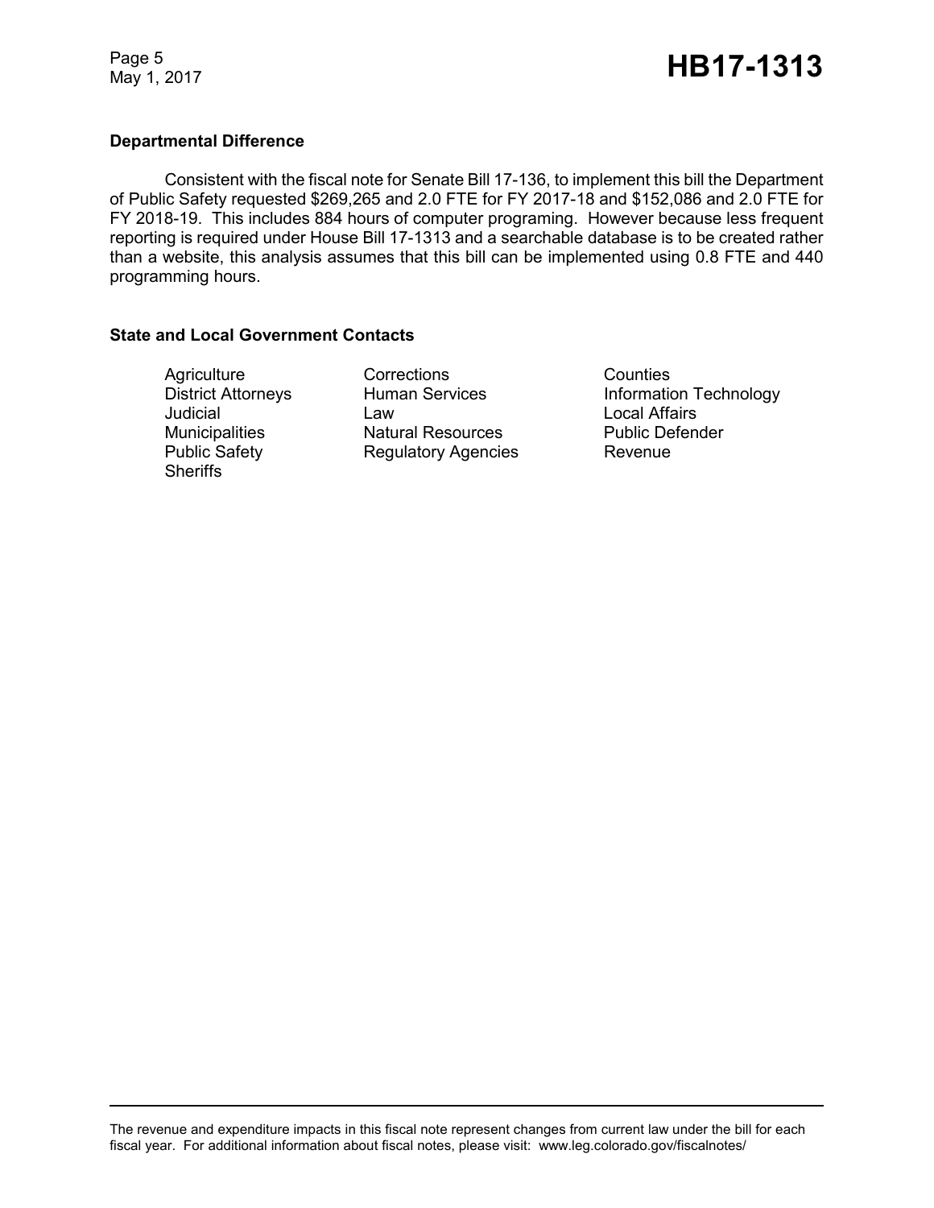## Departmental Difference

Consistent with the fiscal note for Senate Bill 17-136, to implement this bill the Department of Public Safety requested $269,265 and 2.0 FTE for FY 2017-18 and $152,086 and 2.0 FTE for FY 2018-19. This includes 884 hours of computer programing. However because less frequent reporting is required under House Bill 17-1313 and a searchable database is to be created rather than a website, this analysis assumes that this bill can be implemented using 0.8 FTE and 440 programming hours.

## State and Local Government Contacts

| | | |
|---|---|---|
| Agriculture | Corrections | Counties |
| District Attorneys | Human Services | Information Technology |
| Judicial | Law | Local Affairs |
| Municipalities | Natural Resources | Public Defender |
| Public Safety | Regulatory Agencies | Revenue |
| Sheriffs | | |

The revenue and expenditure impacts in this fiscal note represent changes from current law under the bill for each fiscal year. For additional information about fiscal notes, please visit: www.leg.colorado.gov/fiscalnotes/